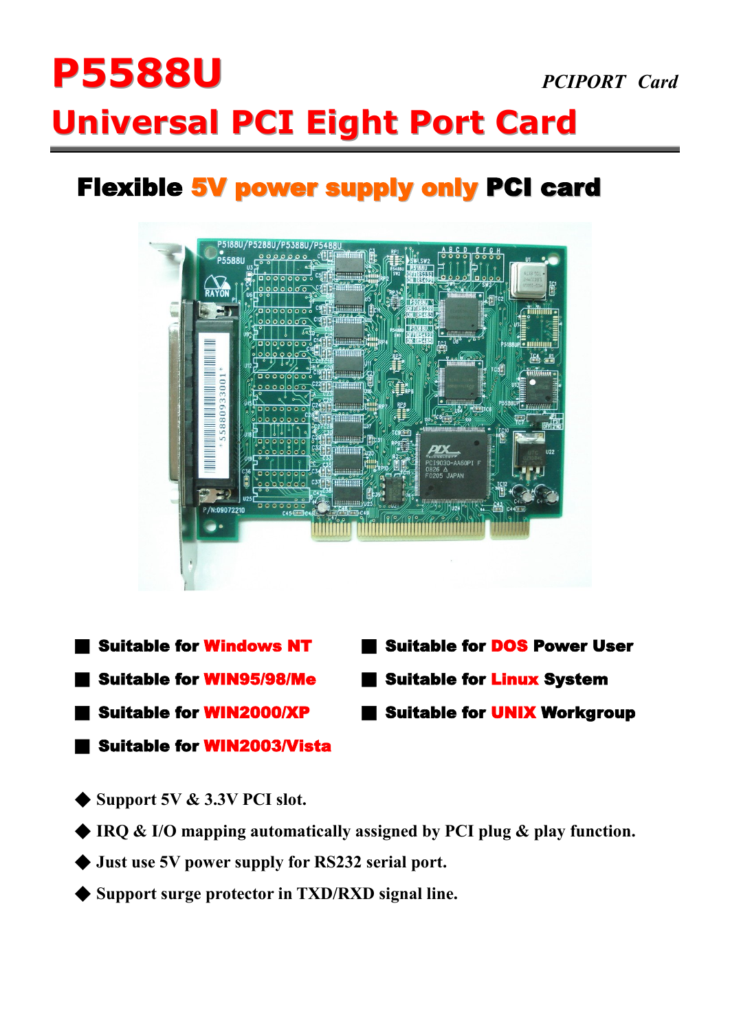# P5588U

*PCIPORT Card*

## Universal PCI Eight Port Card

### Flexible 5V power supply only PCI card

- **Suitable for Windows NT**
- **Suitable for WIN95/98/Me**
- **Suitable for WIN2000/XP**
- **Suitable for WIN2003/Vista**
- **Suitable for DOS Power User**
- **Suitable for Linux System**
- **Suitable for UNIX Workgroup**

- **Support 5V & 3.3V PCI slot.**
- **IRQ & I/O mapping automatically assigned by PCI plug & play function.**
- **Just use 5V power supply for RS232 serial port.**
- **Support surge protector in TXD/RXD signal line.**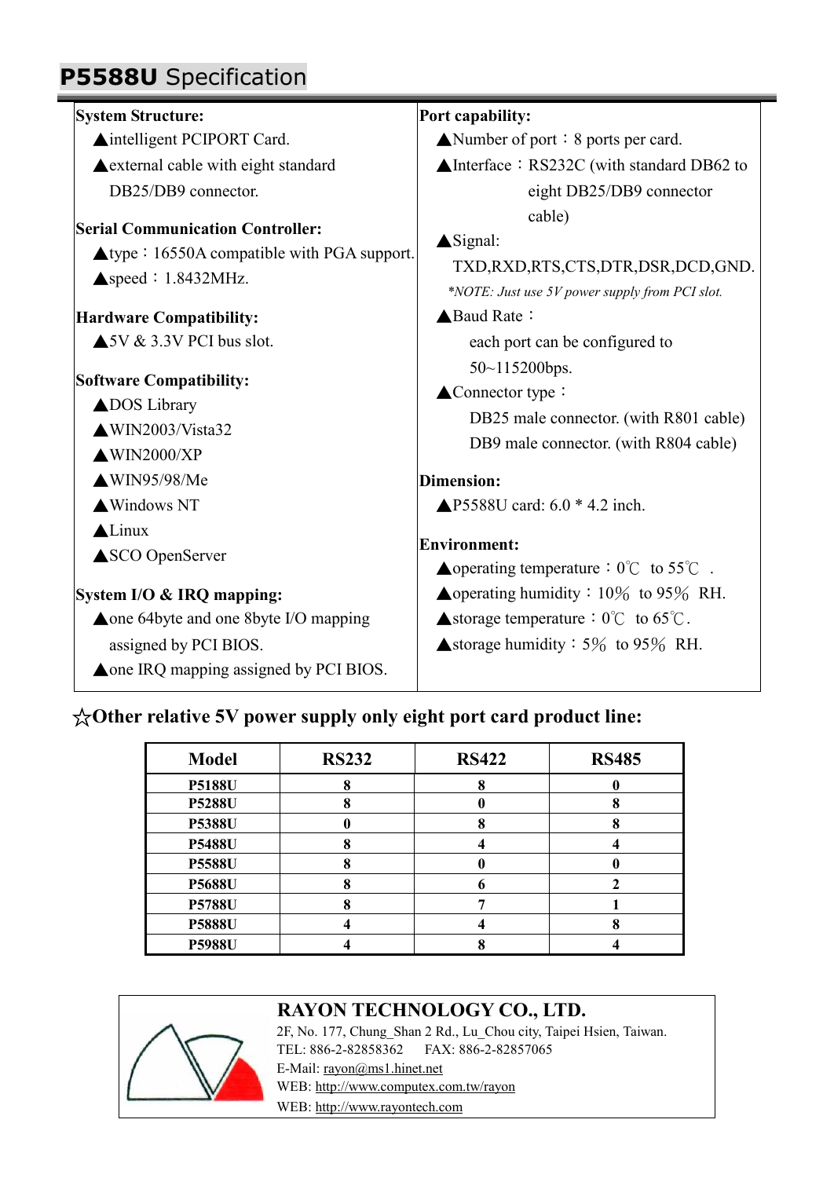# P5588U Specification

**System Structure:**

- ▲intelligent PCIPORT Card.
- ▲external cable with eight standard DB25/DB9 connector.

**Serial Communication Controller:**

- ▲type：16550A compatible with PGA support.
- ▲speed：1.8432MHz.

**Hardware Compatibility:**

- ▲5V & 3.3V PCI bus slot.

**Software Compatibility:**

- ▲DOS Library
- ▲WIN2003/Vista32
- ▲WIN2000/XP
- ▲WIN95/98/Me
- ▲Windows NT
- ▲Linux
- ▲SCO OpenServer

**System I/O & IRQ mapping:**

- ▲one 64byte and one 8byte I/O mapping assigned by PCI BIOS.
- ▲one IRQ mapping assigned by PCI BIOS.

**Port capability:**

- ▲Number of port：8 ports per card.
- ▲Interface：RS232C (with standard DB62 to eight DB25/DB9 connector cable)
- ▲Signal: TXD,RXD,RTS,CTS,DTR,DSR,DCD,GND.

  *\*NOTE: Just use 5V power supply from PCI slot.*
- ▲Baud Rate：each port can be configured to 50~115200bps.
- ▲Connector type：
  DB25 male connector. (with R801 cable)
  DB9 male connector. (with R804 cable)

**Dimension:**

- ▲P5588U card: 6.0 * 4.2 inch.

**Environment:**

- ▲operating temperature：0℃ to 55℃ .
- ▲operating humidity：10％ to 95％ RH.
- ▲storage temperature：0℃ to 65℃.
- ▲storage humidity：5％ to 95％ RH.

**☆Other relative 5V power supply only eight port card product line:**

| Model | RS232 | RS422 | RS485 |
|---|---|---|---|
| P5188U | 8 | 8 | 0 |
| P5288U | 8 | 0 | 8 |
| P5388U | 0 | 8 | 8 |
| P5488U | 8 | 4 | 4 |
| P5588U | 8 | 0 | 0 |
| P5688U | 8 | 6 | 2 |
| P5788U | 8 | 7 | 1 |
| P5888U | 4 | 4 | 8 |
| P5988U | 4 | 8 | 4 |

**RAYON TECHNOLOGY CO., LTD.**

2F, No. 177, Chung_Shan 2 Rd., Lu_Chou city, Taipei Hsien, Taiwan.
TEL: 886-2-82858362 FAX: 886-2-82857065
E-Mail: rayon@ms1.hinet.net
WEB: http://www.computex.com.tw/rayon
WEB: http://www.rayontech.com